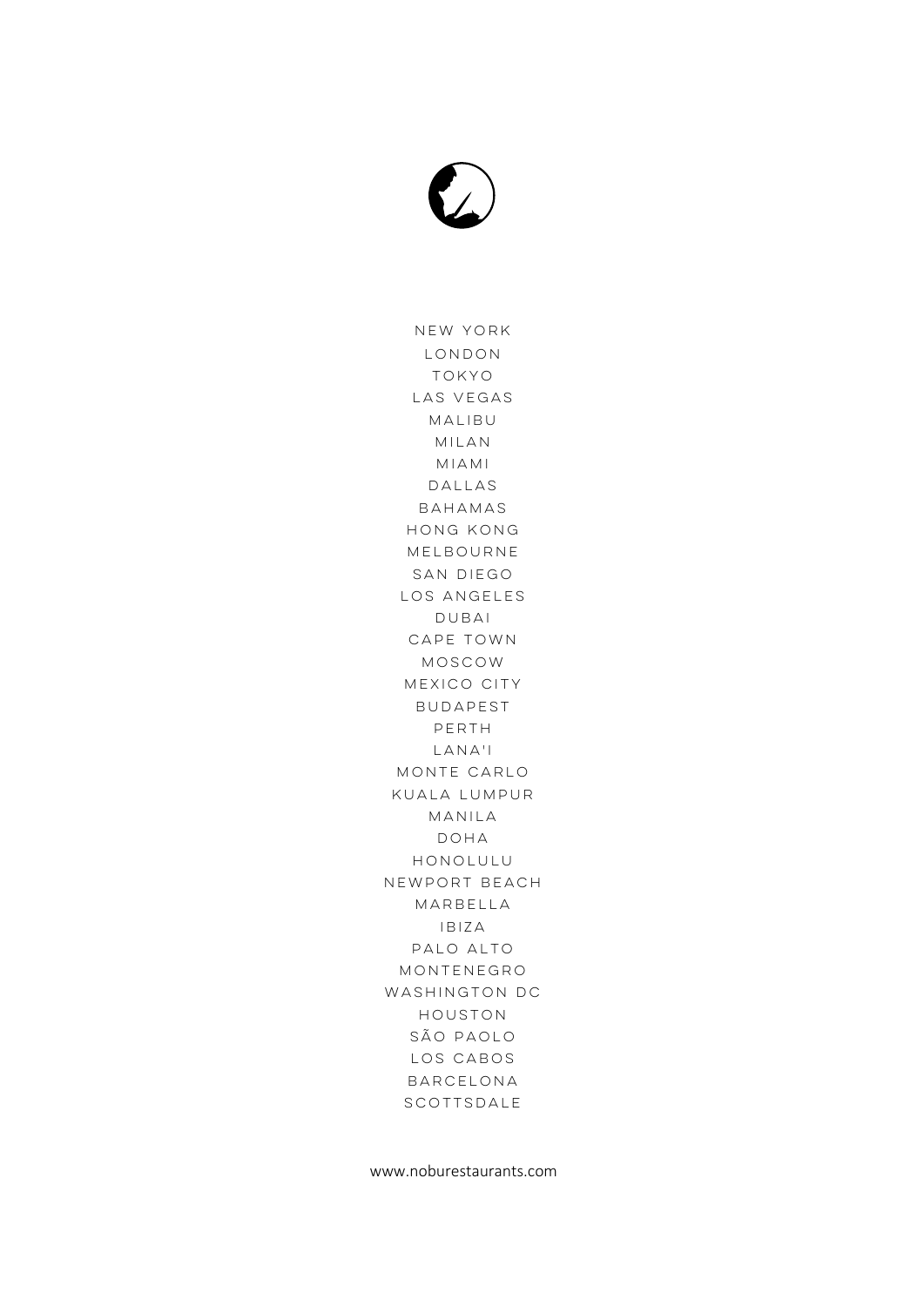NEW YORK
LONDON
TOKYO
LAS VEGAS
MALIBU
MILAN
MIAMI
DALLAS
BAHAMAS
HONG KONG
MELBOURNE
SAN DIEGO
LOS ANGELES
DUBAI
CAPE TOWN
MOSCOW
MEXICO CITY
BUDAPEST
PERTH
LANA'I
MONTE CARLO
KUALA LUMPUR
MANILA
DOHA
HONOLULU
NEWPORT BEACH
MARBELLA
IBIZA
PALO ALTO
MONTENEGRO
WASHINGTON DC
HOUSTON
SÃO PAOLO
LOS CABOS
BARCELONA
SCOTTSDALE

www.noburestaurants.com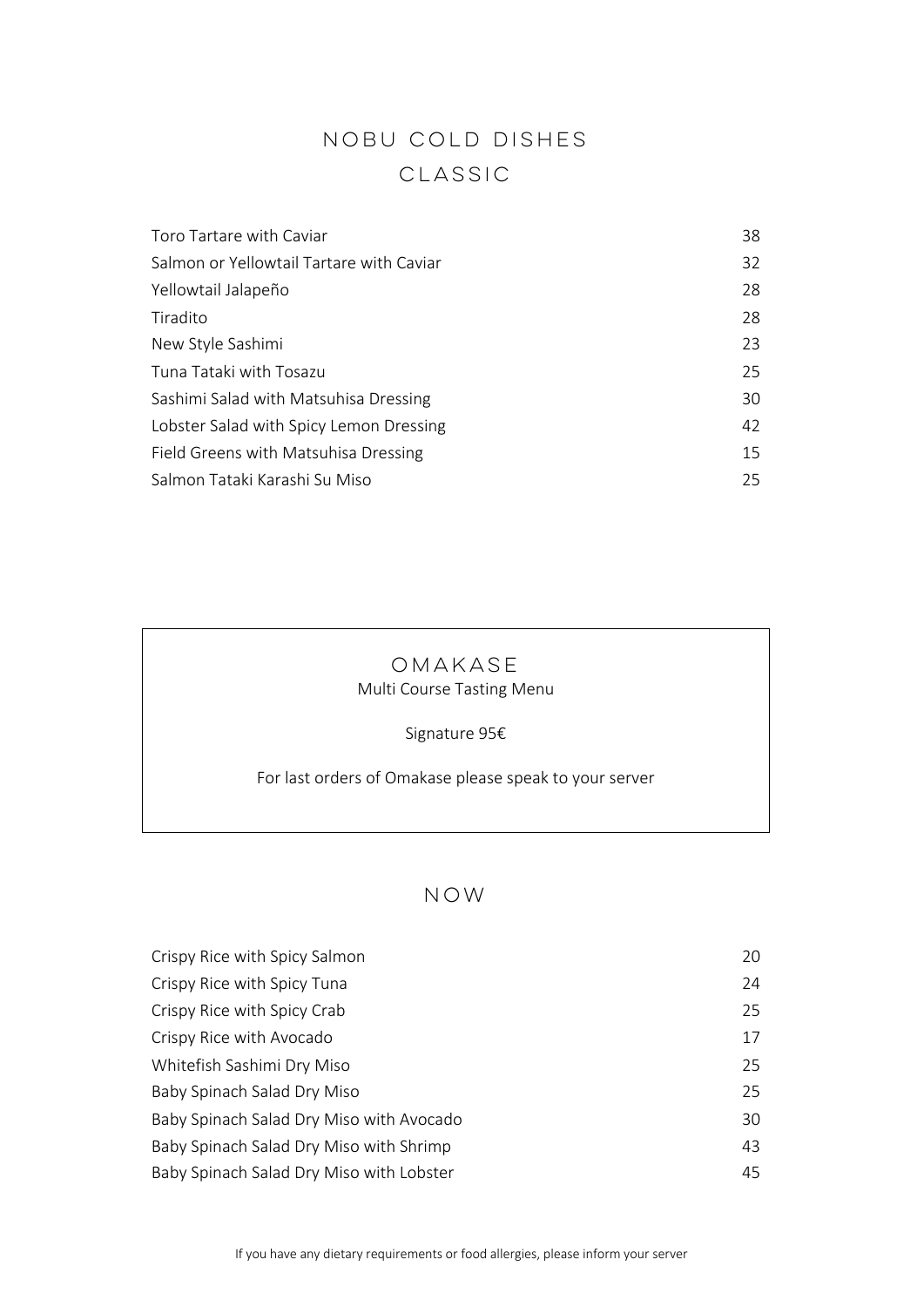# NOBU COLD DISHES

## CLASSIC

| Dish | Price |
| --- | --- |
| Toro Tartare with Caviar | 38 |
| Salmon or Yellowtail Tartare with Caviar | 32 |
| Yellowtail Jalapeño | 28 |
| Tiradito | 28 |
| New Style Sashimi | 23 |
| Tuna Tataki with Tosazu | 25 |
| Sashimi Salad with Matsuhisa Dressing | 30 |
| Lobster Salad with Spicy Lemon Dressing | 42 |
| Field Greens with Matsuhisa Dressing | 15 |
| Salmon Tataki Karashi Su Miso | 25 |

## OMAKASE

Multi Course Tasting Menu

Signature 95€

For last orders of Omakase please speak to your server

## NOW

| Dish | Price |
| --- | --- |
| Crispy Rice with Spicy Salmon | 20 |
| Crispy Rice with Spicy Tuna | 24 |
| Crispy Rice with Spicy Crab | 25 |
| Crispy Rice with Avocado | 17 |
| Whitefish Sashimi Dry Miso | 25 |
| Baby Spinach Salad Dry Miso | 25 |
| Baby Spinach Salad Dry Miso with Avocado | 30 |
| Baby Spinach Salad Dry Miso with Shrimp | 43 |
| Baby Spinach Salad Dry Miso with Lobster | 45 |

If you have any dietary requirements or food allergies, please inform your server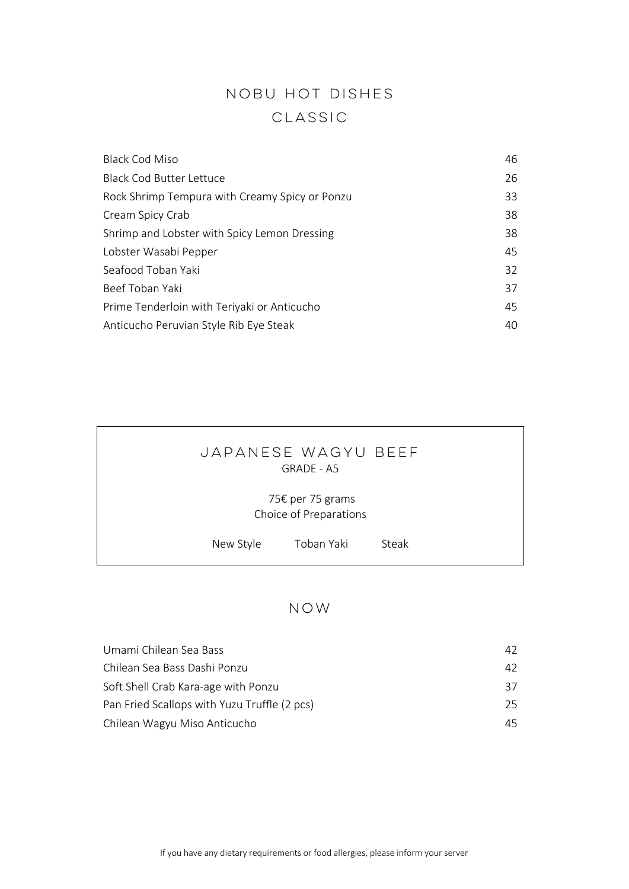# NOBU HOT DISHES

## CLASSIC

| | |
|---|---|
| Black Cod Miso | 46 |
| Black Cod Butter Lettuce | 26 |
| Rock Shrimp Tempura with Creamy Spicy or Ponzu | 33 |
| Cream Spicy Crab | 38 |
| Shrimp and Lobster with Spicy Lemon Dressing | 38 |
| Lobster Wasabi Pepper | 45 |
| Seafood Toban Yaki | 32 |
| Beef Toban Yaki | 37 |
| Prime Tenderloin with Teriyaki or Anticucho | 45 |
| Anticucho Peruvian Style Rib Eye Steak | 40 |

## JAPANESE WAGYU BEEF

GRADE - A5

75€ per 75 grams

Choice of Preparations

New Style | Toban Yaki | Steak

## NOW

| | |
|---|---|
| Umami Chilean Sea Bass | 42 |
| Chilean Sea Bass Dashi Ponzu | 42 |
| Soft Shell Crab Kara-age with Ponzu | 37 |
| Pan Fried Scallops with Yuzu Truffle (2 pcs) | 25 |
| Chilean Wagyu Miso Anticucho | 45 |

If you have any dietary requirements or food allergies, please inform your server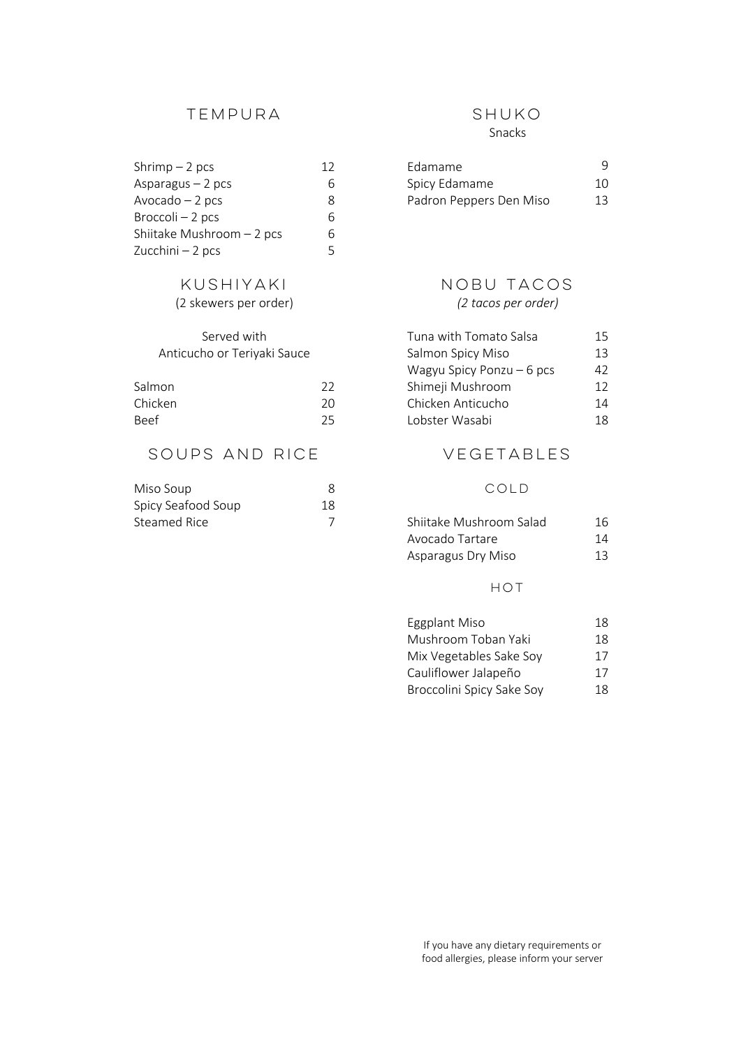## TEMPURA

| | |
|---|---|
| Shrimp – 2 pcs | 12 |
| Asparagus – 2 pcs | 6 |
| Avocado – 2 pcs | 8 |
| Broccoli – 2 pcs | 6 |
| Shiitake Mushroom – 2 pcs | 6 |
| Zucchini – 2 pcs | 5 |

## KUSHIYAKI

(2 skewers per order)

Served with
Anticucho or Teriyaki Sauce

| | |
|---|---|
| Salmon | 22 |
| Chicken | 20 |
| Beef | 25 |

## SOUPS AND RICE

| | |
|---|---|
| Miso Soup | 8 |
| Spicy Seafood Soup | 18 |
| Steamed Rice | 7 |

## SHUKO

Snacks

| | |
|---|---|
| Edamame | 9 |
| Spicy Edamame | 10 |
| Padron Peppers Den Miso | 13 |

## NOBU TACOS

*(2 tacos per order)*

| | |
|---|---|
| Tuna with Tomato Salsa | 15 |
| Salmon Spicy Miso | 13 |
| Wagyu Spicy Ponzu – 6 pcs | 42 |
| Shimeji Mushroom | 12 |
| Chicken Anticucho | 14 |
| Lobster Wasabi | 18 |

## VEGETABLES

### COLD

| | |
|---|---|
| Shiitake Mushroom Salad | 16 |
| Avocado Tartare | 14 |
| Asparagus Dry Miso | 13 |

### HOT

| | |
|---|---|
| Eggplant Miso | 18 |
| Mushroom Toban Yaki | 18 |
| Mix Vegetables Sake Soy | 17 |
| Cauliflower Jalapeño | 17 |
| Broccolini Spicy Sake Soy | 18 |

If you have any dietary requirements or food allergies, please inform your server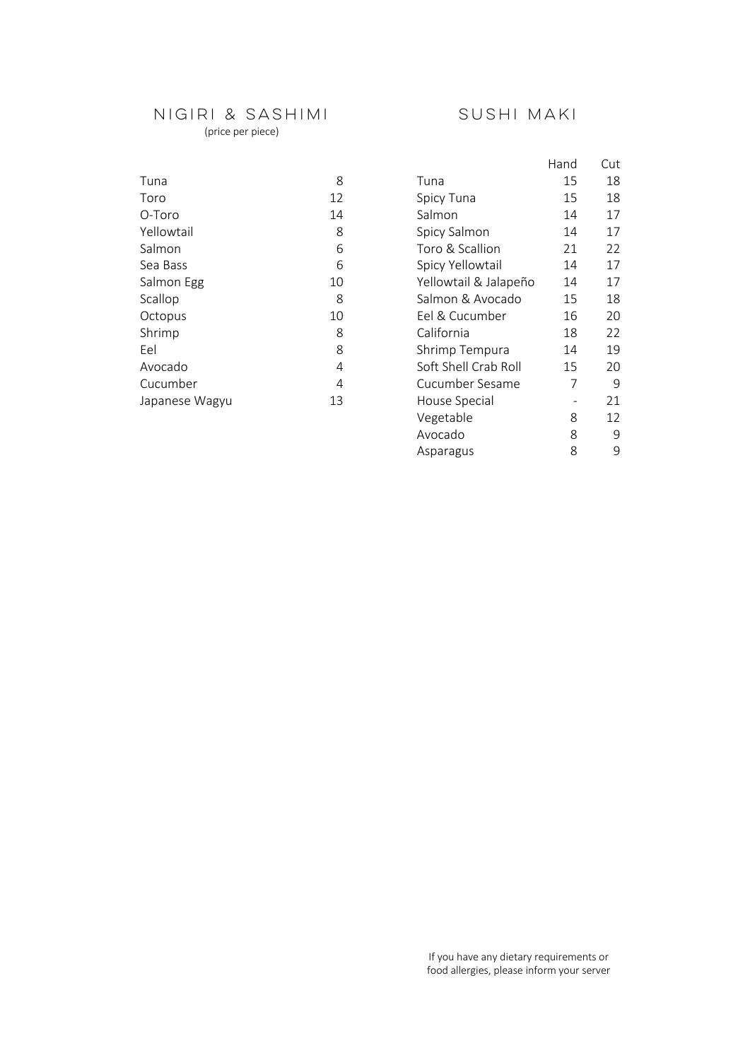## NIGIRI & SASHIMI

(price per piece)

| | |
|---|---|
| Tuna | 8 |
| Toro | 12 |
| O-Toro | 14 |
| Yellowtail | 8 |
| Salmon | 6 |
| Sea Bass | 6 |
| Salmon Egg | 10 |
| Scallop | 8 |
| Octopus | 10 |
| Shrimp | 8 |
| Eel | 8 |
| Avocado | 4 |
| Cucumber | 4 |
| Japanese Wagyu | 13 |

## SUSHI MAKI

| | Hand | Cut |
|---|---|---|
| Tuna | 15 | 18 |
| Spicy Tuna | 15 | 18 |
| Salmon | 14 | 17 |
| Spicy Salmon | 14 | 17 |
| Toro & Scallion | 21 | 22 |
| Spicy Yellowtail | 14 | 17 |
| Yellowtail & Jalapeño | 14 | 17 |
| Salmon & Avocado | 15 | 18 |
| Eel & Cucumber | 16 | 20 |
| California | 18 | 22 |
| Shrimp Tempura | 14 | 19 |
| Soft Shell Crab Roll | 15 | 20 |
| Cucumber Sesame | 7 | 9 |
| House Special | - | 21 |
| Vegetable | 8 | 12 |
| Avocado | 8 | 9 |
| Asparagus | 8 | 9 |

If you have any dietary requirements or food allergies, please inform your server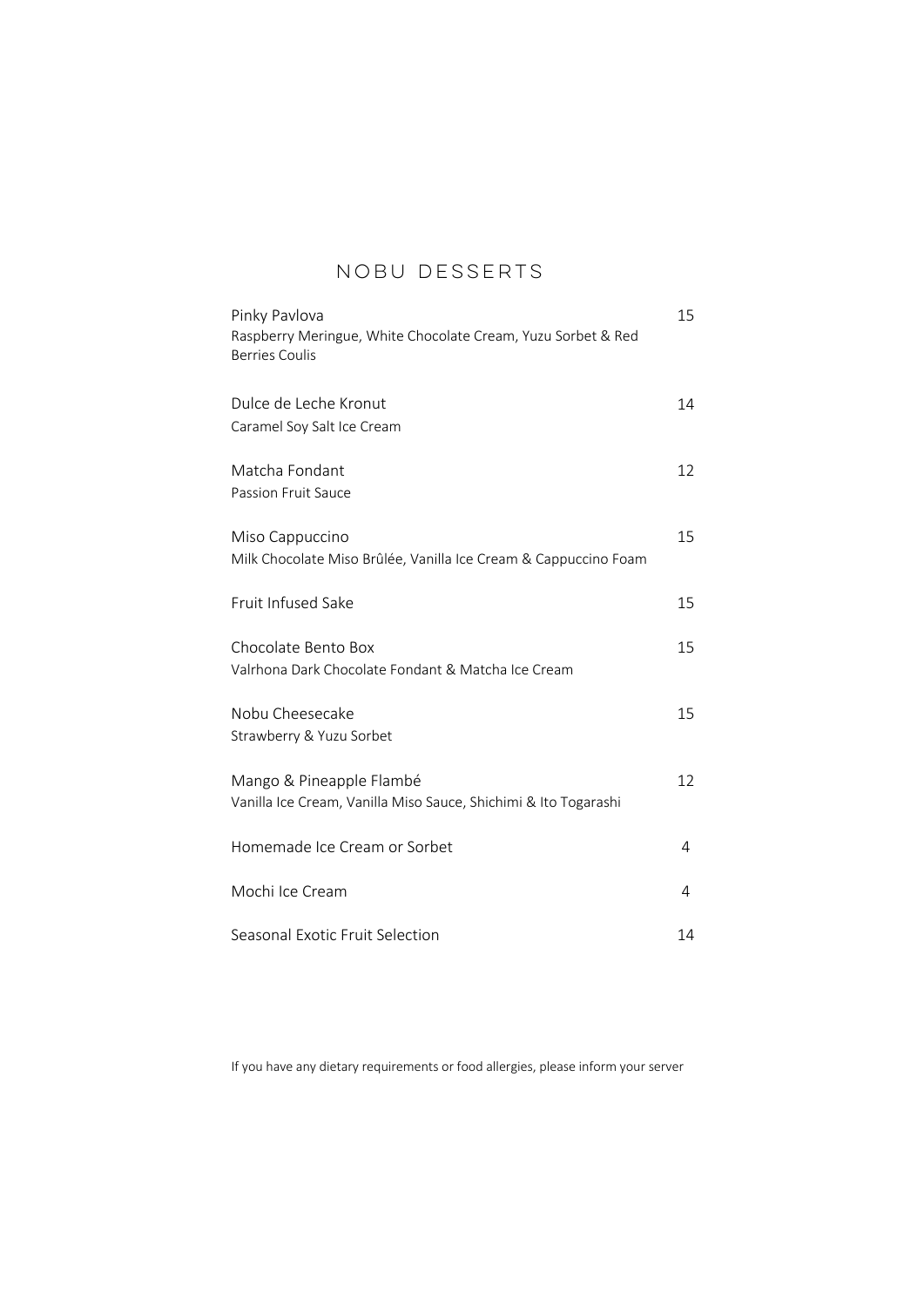# NOBU DESSERTS

| Dessert | Price |
|---|---|
| Pinky Pavlova<br>Raspberry Meringue, White Chocolate Cream, Yuzu Sorbet & Red Berries Coulis | 15 |
| Dulce de Leche Kronut<br>Caramel Soy Salt Ice Cream | 14 |
| Matcha Fondant<br>Passion Fruit Sauce | 12 |
| Miso Cappuccino<br>Milk Chocolate Miso Brûlée, Vanilla Ice Cream & Cappuccino Foam | 15 |
| Fruit Infused Sake | 15 |
| Chocolate Bento Box<br>Valrhona Dark Chocolate Fondant & Matcha Ice Cream | 15 |
| Nobu Cheesecake<br>Strawberry & Yuzu Sorbet | 15 |
| Mango & Pineapple Flambé<br>Vanilla Ice Cream, Vanilla Miso Sauce, Shichimi & Ito Togarashi | 12 |
| Homemade Ice Cream or Sorbet | 4 |
| Mochi Ice Cream | 4 |
| Seasonal Exotic Fruit Selection | 14 |

If you have any dietary requirements or food allergies, please inform your server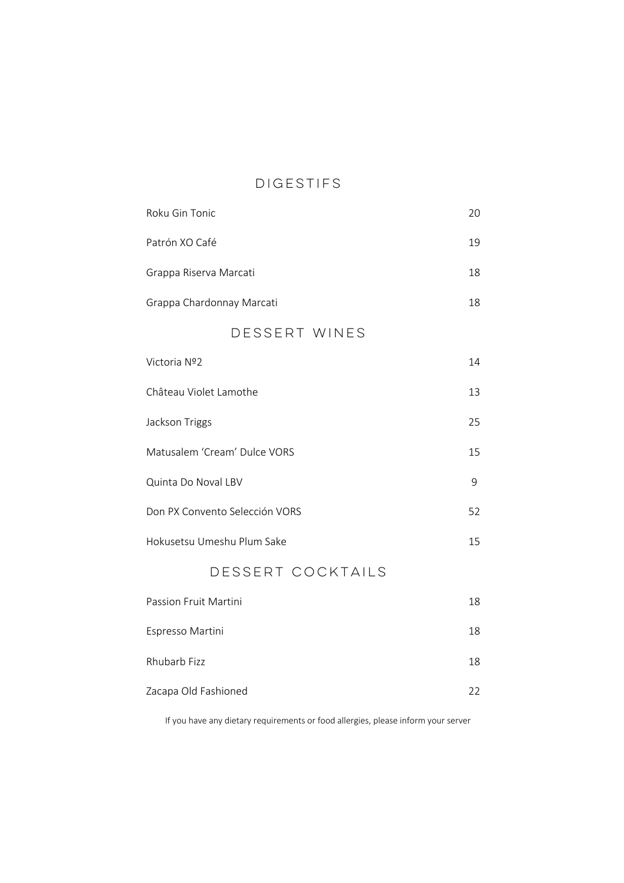## DIGESTIFS

| | |
|---|---|
| Roku Gin Tonic | 20 |
| Patrón XO Café | 19 |
| Grappa Riserva Marcati | 18 |
| Grappa Chardonnay Marcati | 18 |

## DESSERT WINES

| | |
|---|---|
| Victoria Nº2 | 14 |
| Château Violet Lamothe | 13 |
| Jackson Triggs | 25 |
| Matusalem 'Cream' Dulce VORS | 15 |
| Quinta Do Noval LBV | 9 |
| Don PX Convento Selección VORS | 52 |
| Hokusetsu Umeshu Plum Sake | 15 |

## DESSERT COCKTAILS

| | |
|---|---|
| Passion Fruit Martini | 18 |
| Espresso Martini | 18 |
| Rhubarb Fizz | 18 |
| Zacapa Old Fashioned | 22 |

If you have any dietary requirements or food allergies, please inform your server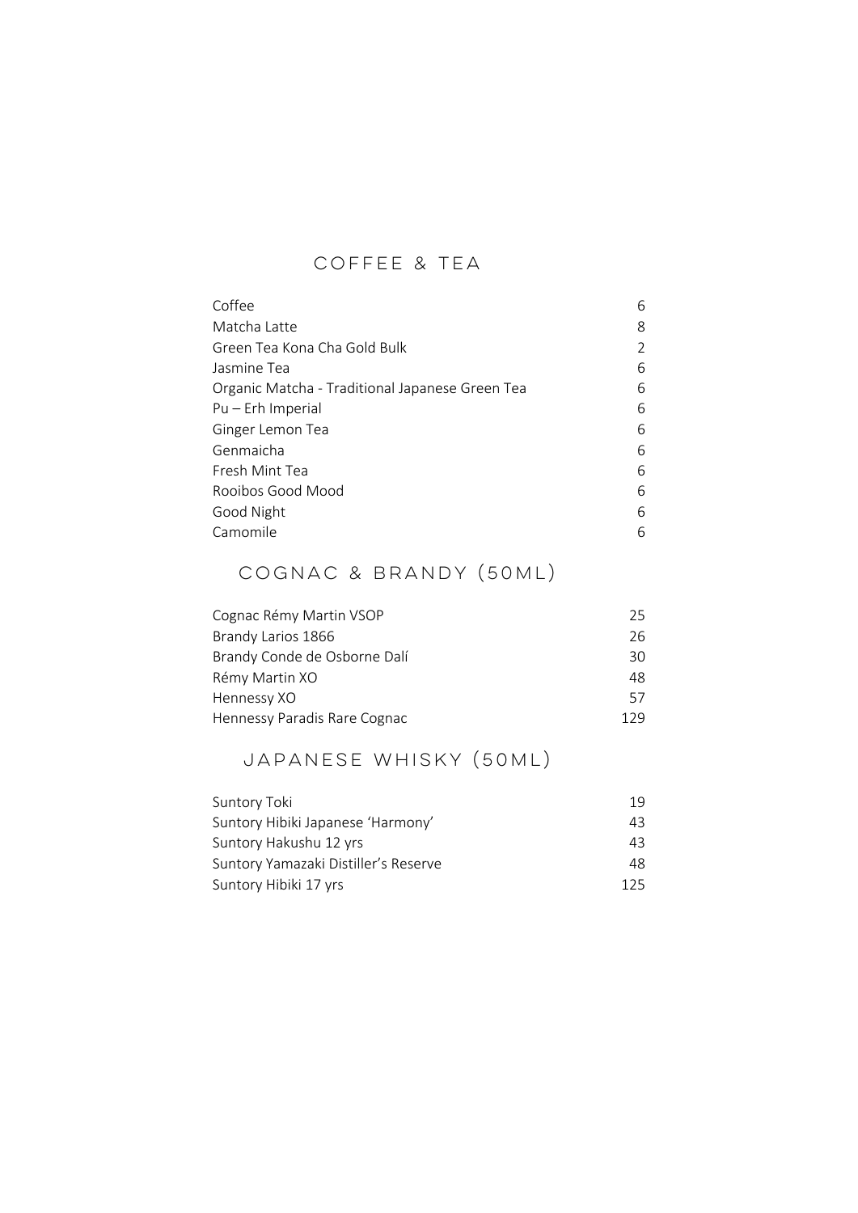## COFFEE & TEA

| Item | Price |
|---|---|
| Coffee | 6 |
| Matcha Latte | 8 |
| Green Tea Kona Cha Gold Bulk | 2 |
| Jasmine Tea | 6 |
| Organic Matcha - Traditional Japanese Green Tea | 6 |
| Pu – Erh Imperial | 6 |
| Ginger Lemon Tea | 6 |
| Genmaicha | 6 |
| Fresh Mint Tea | 6 |
| Rooibos Good Mood | 6 |
| Good Night | 6 |
| Camomile | 6 |

## COGNAC & BRANDY (50ML)

| Item | Price |
|---|---|
| Cognac Rémy Martin VSOP | 25 |
| Brandy Larios 1866 | 26 |
| Brandy Conde de Osborne Dalí | 30 |
| Rémy Martin XO | 48 |
| Hennessy XO | 57 |
| Hennessy Paradis Rare Cognac | 129 |

## JAPANESE WHISKY (50ML)

| Item | Price |
|---|---|
| Suntory Toki | 19 |
| Suntory Hibiki Japanese 'Harmony' | 43 |
| Suntory Hakushu 12 yrs | 43 |
| Suntory Yamazaki Distiller's Reserve | 48 |
| Suntory Hibiki 17 yrs | 125 |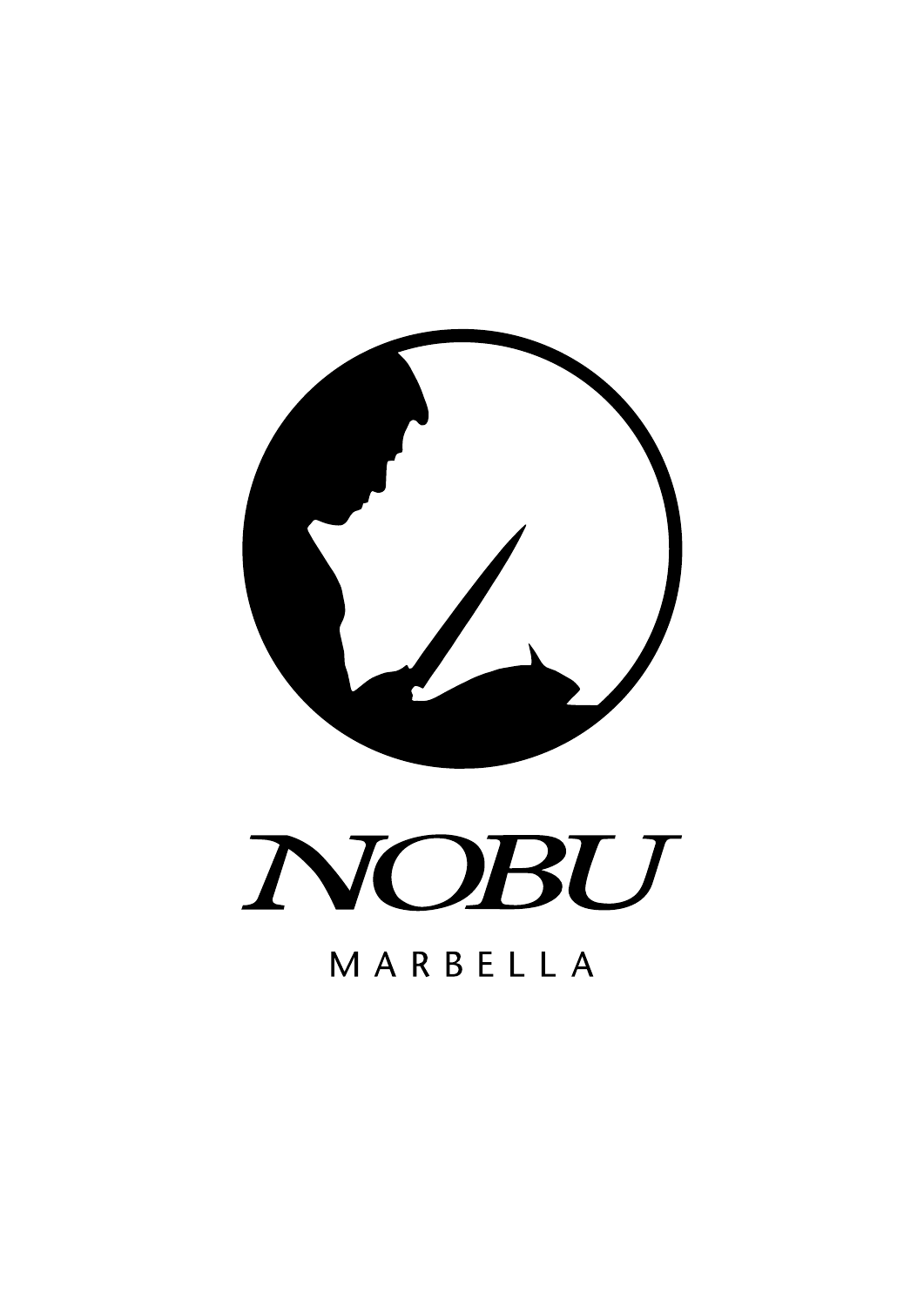NOBU

MARBELLA